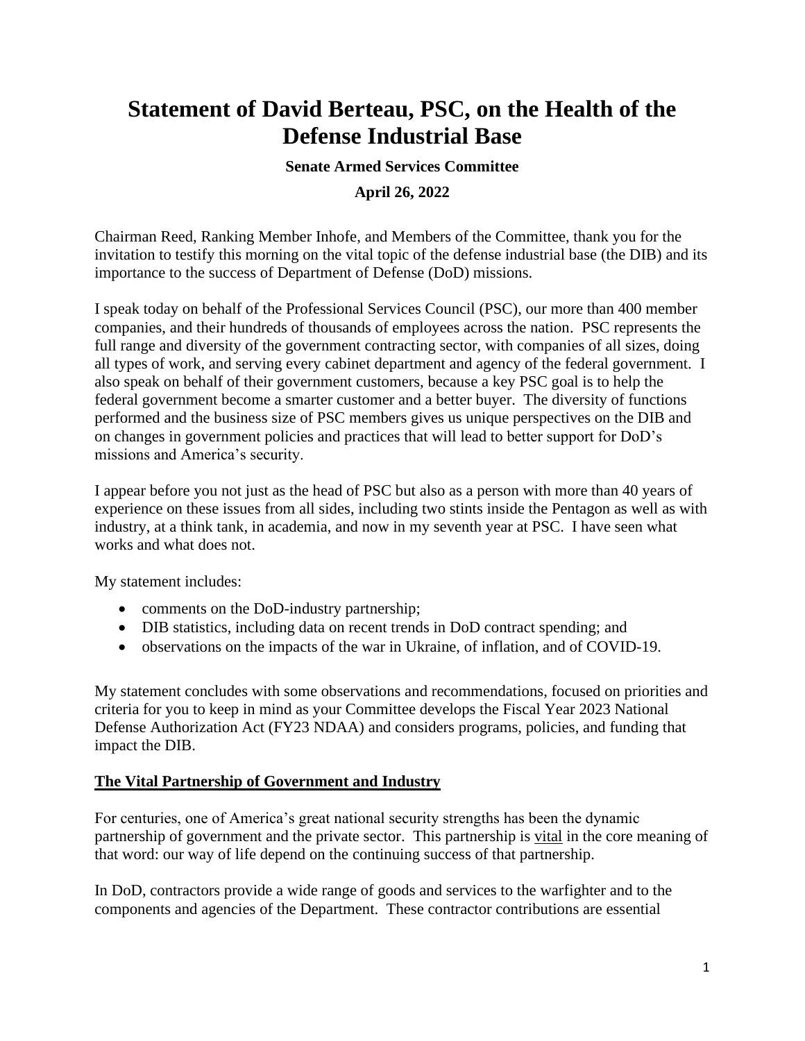# Statement of David Berteau, PSC, on the Health of the Defense Industrial Base

**Senate Armed Services Committee**

**April 26, 2022**

Chairman Reed, Ranking Member Inhofe, and Members of the Committee, thank you for the invitation to testify this morning on the vital topic of the defense industrial base (the DIB) and its importance to the success of Department of Defense (DoD) missions.

I speak today on behalf of the Professional Services Council (PSC), our more than 400 member companies, and their hundreds of thousands of employees across the nation. PSC represents the full range and diversity of the government contracting sector, with companies of all sizes, doing all types of work, and serving every cabinet department and agency of the federal government. I also speak on behalf of their government customers, because a key PSC goal is to help the federal government become a smarter customer and a better buyer. The diversity of functions performed and the business size of PSC members gives us unique perspectives on the DIB and on changes in government policies and practices that will lead to better support for DoD's missions and America's security.

I appear before you not just as the head of PSC but also as a person with more than 40 years of experience on these issues from all sides, including two stints inside the Pentagon as well as with industry, at a think tank, in academia, and now in my seventh year at PSC. I have seen what works and what does not.

My statement includes:

- comments on the DoD-industry partnership;
- DIB statistics, including data on recent trends in DoD contract spending; and
- observations on the impacts of the war in Ukraine, of inflation, and of COVID-19.

My statement concludes with some observations and recommendations, focused on priorities and criteria for you to keep in mind as your Committee develops the Fiscal Year 2023 National Defense Authorization Act (FY23 NDAA) and considers programs, policies, and funding that impact the DIB.

## The Vital Partnership of Government and Industry

For centuries, one of America's great national security strengths has been the dynamic partnership of government and the private sector. This partnership is <u>vital</u> in the core meaning of that word: our way of life depend on the continuing success of that partnership.

In DoD, contractors provide a wide range of goods and services to the warfighter and to the components and agencies of the Department. These contractor contributions are essential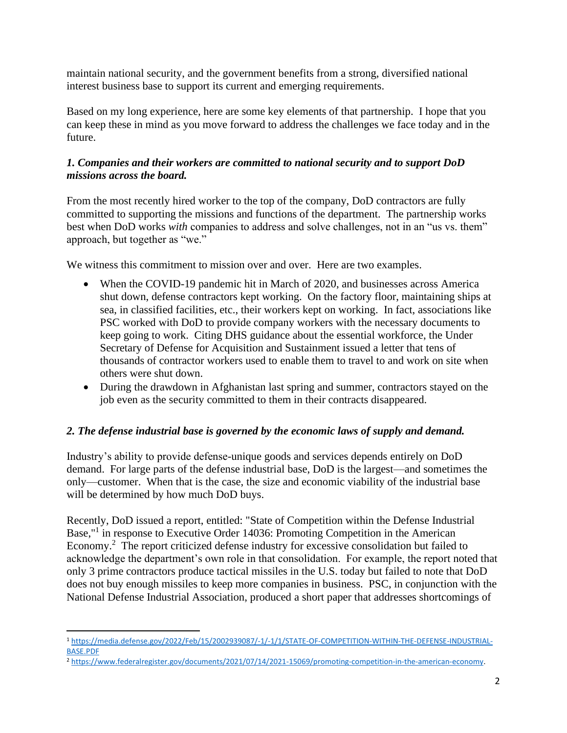maintain national security, and the government benefits from a strong, diversified national interest business base to support its current and emerging requirements.

Based on my long experience, here are some key elements of that partnership. I hope that you can keep these in mind as you move forward to address the challenges we face today and in the future.

***1. Companies and their workers are committed to national security and to support DoD missions across the board.***

From the most recently hired worker to the top of the company, DoD contractors are fully committed to supporting the missions and functions of the department. The partnership works best when DoD works *with* companies to address and solve challenges, not in an "us vs. them" approach, but together as "we."

We witness this commitment to mission over and over. Here are two examples.

- When the COVID-19 pandemic hit in March of 2020, and businesses across America shut down, defense contractors kept working. On the factory floor, maintaining ships at sea, in classified facilities, etc., their workers kept on working. In fact, associations like PSC worked with DoD to provide company workers with the necessary documents to keep going to work. Citing DHS guidance about the essential workforce, the Under Secretary of Defense for Acquisition and Sustainment issued a letter that tens of thousands of contractor workers used to enable them to travel to and work on site when others were shut down.
- During the drawdown in Afghanistan last spring and summer, contractors stayed on the job even as the security committed to them in their contracts disappeared.

***2. The defense industrial base is governed by the economic laws of supply and demand.***

Industry's ability to provide defense-unique goods and services depends entirely on DoD demand. For large parts of the defense industrial base, DoD is the largest—and sometimes the only—customer. When that is the case, the size and economic viability of the industrial base will be determined by how much DoD buys.

Recently, DoD issued a report, entitled: "State of Competition within the Defense Industrial Base,"[1] in response to Executive Order 14036: Promoting Competition in the American Economy.[2] The report criticized defense industry for excessive consolidation but failed to acknowledge the department's own role in that consolidation. For example, the report noted that only 3 prime contractors produce tactical missiles in the U.S. today but failed to note that DoD does not buy enough missiles to keep more companies in business. PSC, in conjunction with the National Defense Industrial Association, produced a short paper that addresses shortcomings of

[1] https://media.defense.gov/2022/Feb/15/2002939087/-1/-1/1/STATE-OF-COMPETITION-WITHIN-THE-DEFENSE-INDUSTRIAL-BASE.PDF

[2] https://www.federalregister.gov/documents/2021/07/14/2021-15069/promoting-competition-in-the-american-economy.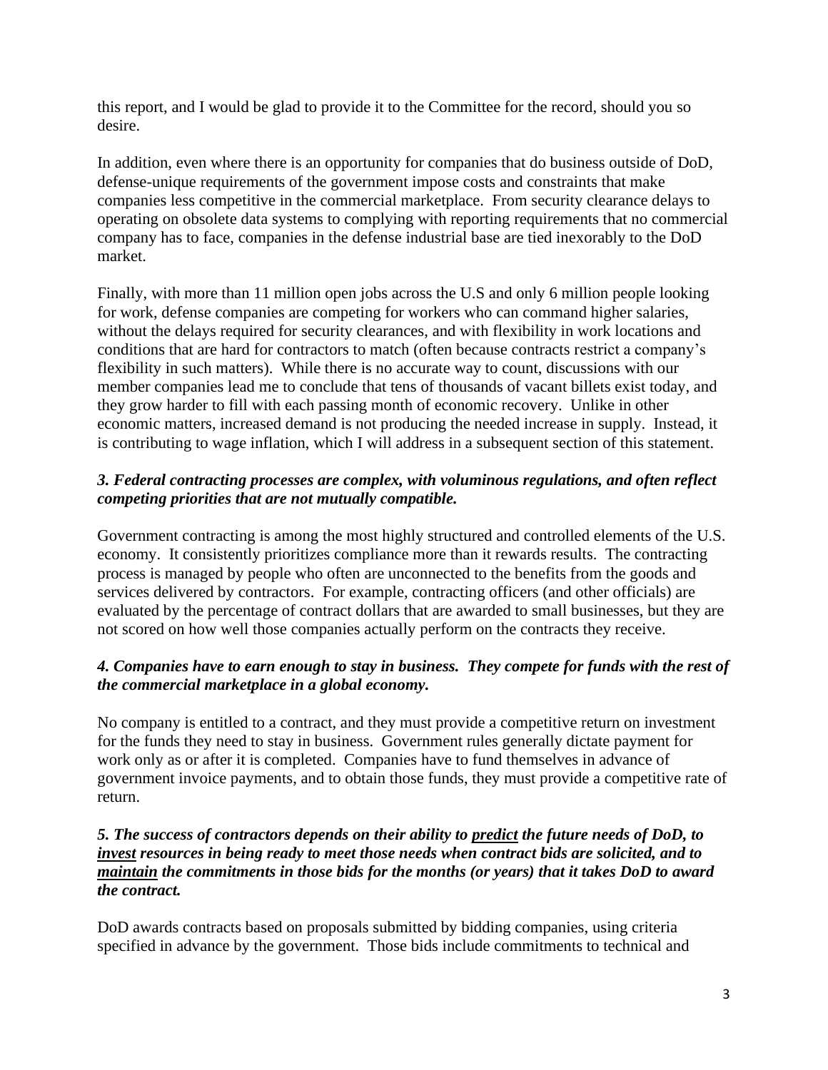this report, and I would be glad to provide it to the Committee for the record, should you so desire.

In addition, even where there is an opportunity for companies that do business outside of DoD, defense-unique requirements of the government impose costs and constraints that make companies less competitive in the commercial marketplace. From security clearance delays to operating on obsolete data systems to complying with reporting requirements that no commercial company has to face, companies in the defense industrial base are tied inexorably to the DoD market.

Finally, with more than 11 million open jobs across the U.S and only 6 million people looking for work, defense companies are competing for workers who can command higher salaries, without the delays required for security clearances, and with flexibility in work locations and conditions that are hard for contractors to match (often because contracts restrict a company's flexibility in such matters). While there is no accurate way to count, discussions with our member companies lead me to conclude that tens of thousands of vacant billets exist today, and they grow harder to fill with each passing month of economic recovery. Unlike in other economic matters, increased demand is not producing the needed increase in supply. Instead, it is contributing to wage inflation, which I will address in a subsequent section of this statement.

***3. Federal contracting processes are complex, with voluminous regulations, and often reflect competing priorities that are not mutually compatible.***

Government contracting is among the most highly structured and controlled elements of the U.S. economy. It consistently prioritizes compliance more than it rewards results. The contracting process is managed by people who often are unconnected to the benefits from the goods and services delivered by contractors. For example, contracting officers (and other officials) are evaluated by the percentage of contract dollars that are awarded to small businesses, but they are not scored on how well those companies actually perform on the contracts they receive.

***4. Companies have to earn enough to stay in business. They compete for funds with the rest of the commercial marketplace in a global economy.***

No company is entitled to a contract, and they must provide a competitive return on investment for the funds they need to stay in business. Government rules generally dictate payment for work only as or after it is completed. Companies have to fund themselves in advance of government invoice payments, and to obtain those funds, they must provide a competitive rate of return.

***5. The success of contractors depends on their ability to <u>predict</u> the future needs of DoD, to <u>invest</u> resources in being ready to meet those needs when contract bids are solicited, and to <u>maintain</u> the commitments in those bids for the months (or years) that it takes DoD to award the contract.***

DoD awards contracts based on proposals submitted by bidding companies, using criteria specified in advance by the government. Those bids include commitments to technical and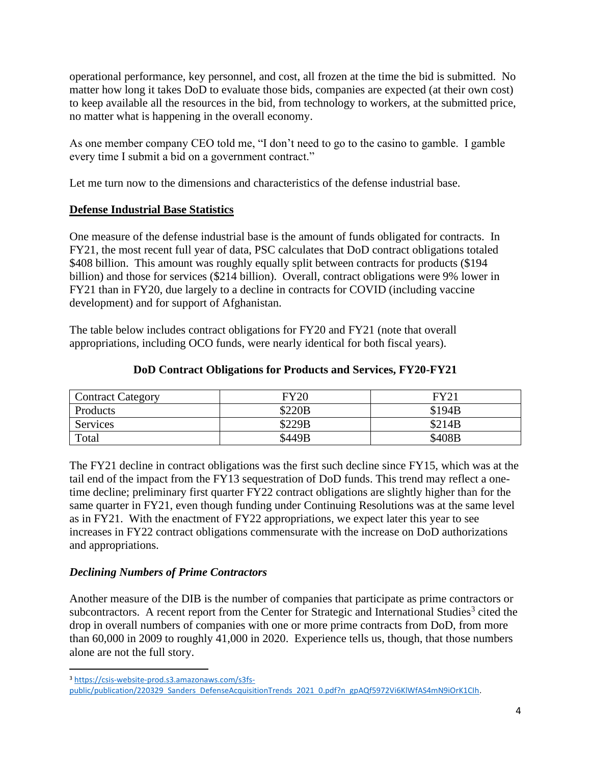operational performance, key personnel, and cost, all frozen at the time the bid is submitted. No matter how long it takes DoD to evaluate those bids, companies are expected (at their own cost) to keep available all the resources in the bid, from technology to workers, at the submitted price, no matter what is happening in the overall economy.

As one member company CEO told me, "I don't need to go to the casino to gamble. I gamble every time I submit a bid on a government contract."

Let me turn now to the dimensions and characteristics of the defense industrial base.

## Defense Industrial Base Statistics

One measure of the defense industrial base is the amount of funds obligated for contracts. In FY21, the most recent full year of data, PSC calculates that DoD contract obligations totaled $408 billion. This amount was roughly equally split between contracts for products ($194 billion) and those for services ($214 billion). Overall, contract obligations were 9% lower in FY21 than in FY20, due largely to a decline in contracts for COVID (including vaccine development) and for support of Afghanistan.

The table below includes contract obligations for FY20 and FY21 (note that overall appropriations, including OCO funds, were nearly identical for both fiscal years).

**DoD Contract Obligations for Products and Services, FY20-FY21**

| Contract Category | FY20 | FY21 |
| --- | --- | --- |
| Products | $220B | $194B |
| Services | $229B | $214B |
| Total | $449B | $408B |

The FY21 decline in contract obligations was the first such decline since FY15, which was at the tail end of the impact from the FY13 sequestration of DoD funds. This trend may reflect a one-time decline; preliminary first quarter FY22 contract obligations are slightly higher than for the same quarter in FY21, even though funding under Continuing Resolutions was at the same level as in FY21. With the enactment of FY22 appropriations, we expect later this year to see increases in FY22 contract obligations commensurate with the increase on DoD authorizations and appropriations.

### *Declining Numbers of Prime Contractors*

Another measure of the DIB is the number of companies that participate as prime contractors or subcontractors. A recent report from the Center for Strategic and International Studies[3] cited the drop in overall numbers of companies with one or more prime contracts from DoD, from more than 60,000 in 2009 to roughly 41,000 in 2020. Experience tells us, though, that those numbers alone are not the full story.

---

[3] https://csis-website-prod.s3.amazonaws.com/s3fs-public/publication/220329_Sanders_DefenseAcquisitionTrends_2021_0.pdf?n_gpAQf5972Vi6KlWfAS4mN9iOrK1CIh.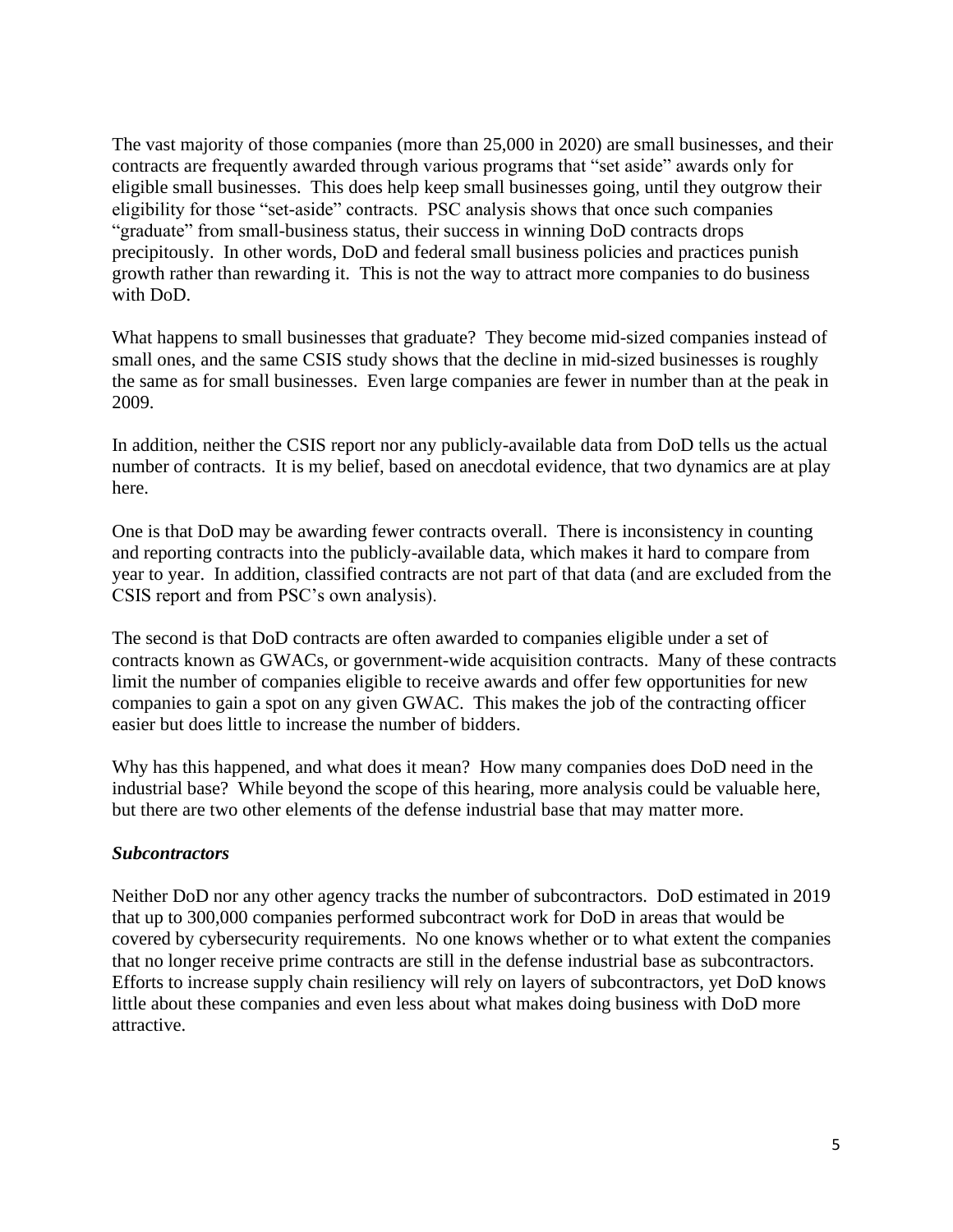The vast majority of those companies (more than 25,000 in 2020) are small businesses, and their contracts are frequently awarded through various programs that "set aside" awards only for eligible small businesses. This does help keep small businesses going, until they outgrow their eligibility for those "set-aside" contracts. PSC analysis shows that once such companies "graduate" from small-business status, their success in winning DoD contracts drops precipitously. In other words, DoD and federal small business policies and practices punish growth rather than rewarding it. This is not the way to attract more companies to do business with DoD.

What happens to small businesses that graduate? They become mid-sized companies instead of small ones, and the same CSIS study shows that the decline in mid-sized businesses is roughly the same as for small businesses. Even large companies are fewer in number than at the peak in 2009.

In addition, neither the CSIS report nor any publicly-available data from DoD tells us the actual number of contracts. It is my belief, based on anecdotal evidence, that two dynamics are at play here.

One is that DoD may be awarding fewer contracts overall. There is inconsistency in counting and reporting contracts into the publicly-available data, which makes it hard to compare from year to year. In addition, classified contracts are not part of that data (and are excluded from the CSIS report and from PSC's own analysis).

The second is that DoD contracts are often awarded to companies eligible under a set of contracts known as GWACs, or government-wide acquisition contracts. Many of these contracts limit the number of companies eligible to receive awards and offer few opportunities for new companies to gain a spot on any given GWAC. This makes the job of the contracting officer easier but does little to increase the number of bidders.

Why has this happened, and what does it mean? How many companies does DoD need in the industrial base? While beyond the scope of this hearing, more analysis could be valuable here, but there are two other elements of the defense industrial base that may matter more.

***Subcontractors***

Neither DoD nor any other agency tracks the number of subcontractors. DoD estimated in 2019 that up to 300,000 companies performed subcontract work for DoD in areas that would be covered by cybersecurity requirements. No one knows whether or to what extent the companies that no longer receive prime contracts are still in the defense industrial base as subcontractors. Efforts to increase supply chain resiliency will rely on layers of subcontractors, yet DoD knows little about these companies and even less about what makes doing business with DoD more attractive.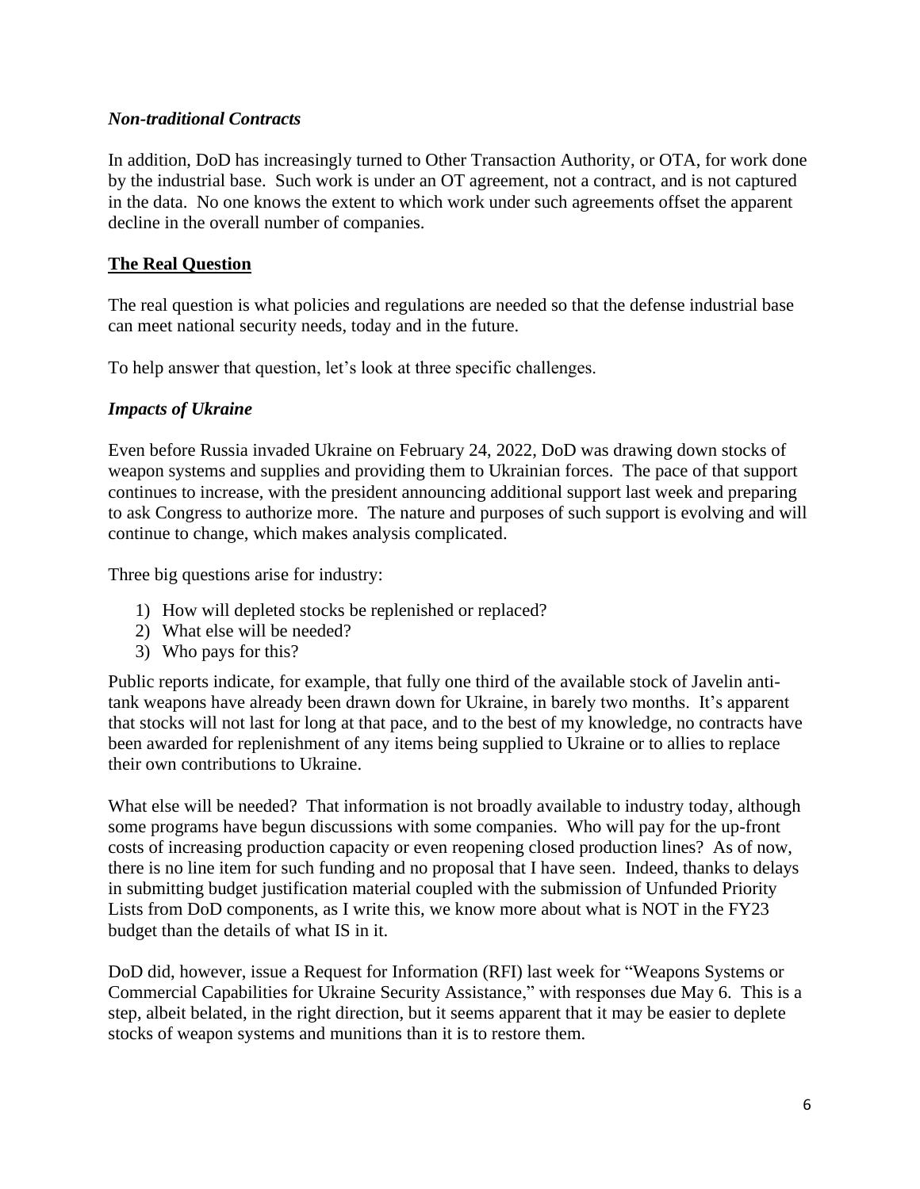### *Non-traditional Contracts*

In addition, DoD has increasingly turned to Other Transaction Authority, or OTA, for work done by the industrial base. Such work is under an OT agreement, not a contract, and is not captured in the data. No one knows the extent to which work under such agreements offset the apparent decline in the overall number of companies.

## **The Real Question**

The real question is what policies and regulations are needed so that the defense industrial base can meet national security needs, today and in the future.

To help answer that question, let's look at three specific challenges.

### *Impacts of Ukraine*

Even before Russia invaded Ukraine on February 24, 2022, DoD was drawing down stocks of weapon systems and supplies and providing them to Ukrainian forces. The pace of that support continues to increase, with the president announcing additional support last week and preparing to ask Congress to authorize more. The nature and purposes of such support is evolving and will continue to change, which makes analysis complicated.

Three big questions arise for industry:

1) How will depleted stocks be replenished or replaced?
2) What else will be needed?
3) Who pays for this?

Public reports indicate, for example, that fully one third of the available stock of Javelin anti-tank weapons have already been drawn down for Ukraine, in barely two months. It's apparent that stocks will not last for long at that pace, and to the best of my knowledge, no contracts have been awarded for replenishment of any items being supplied to Ukraine or to allies to replace their own contributions to Ukraine.

What else will be needed? That information is not broadly available to industry today, although some programs have begun discussions with some companies. Who will pay for the up-front costs of increasing production capacity or even reopening closed production lines? As of now, there is no line item for such funding and no proposal that I have seen. Indeed, thanks to delays in submitting budget justification material coupled with the submission of Unfunded Priority Lists from DoD components, as I write this, we know more about what is NOT in the FY23 budget than the details of what IS in it.

DoD did, however, issue a Request for Information (RFI) last week for "Weapons Systems or Commercial Capabilities for Ukraine Security Assistance," with responses due May 6. This is a step, albeit belated, in the right direction, but it seems apparent that it may be easier to deplete stocks of weapon systems and munitions than it is to restore them.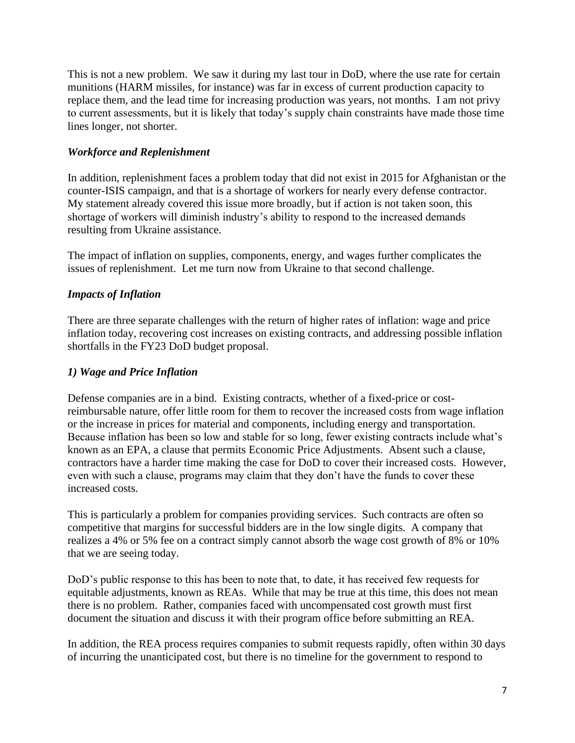This is not a new problem. We saw it during my last tour in DoD, where the use rate for certain munitions (HARM missiles, for instance) was far in excess of current production capacity to replace them, and the lead time for increasing production was years, not months. I am not privy to current assessments, but it is likely that today's supply chain constraints have made those time lines longer, not shorter.

### *Workforce and Replenishment*

In addition, replenishment faces a problem today that did not exist in 2015 for Afghanistan or the counter-ISIS campaign, and that is a shortage of workers for nearly every defense contractor. My statement already covered this issue more broadly, but if action is not taken soon, this shortage of workers will diminish industry's ability to respond to the increased demands resulting from Ukraine assistance.

The impact of inflation on supplies, components, energy, and wages further complicates the issues of replenishment. Let me turn now from Ukraine to that second challenge.

### *Impacts of Inflation*

There are three separate challenges with the return of higher rates of inflation: wage and price inflation today, recovering cost increases on existing contracts, and addressing possible inflation shortfalls in the FY23 DoD budget proposal.

### *1) Wage and Price Inflation*

Defense companies are in a bind. Existing contracts, whether of a fixed-price or cost-reimbursable nature, offer little room for them to recover the increased costs from wage inflation or the increase in prices for material and components, including energy and transportation. Because inflation has been so low and stable for so long, fewer existing contracts include what's known as an EPA, a clause that permits Economic Price Adjustments. Absent such a clause, contractors have a harder time making the case for DoD to cover their increased costs. However, even with such a clause, programs may claim that they don't have the funds to cover these increased costs.

This is particularly a problem for companies providing services. Such contracts are often so competitive that margins for successful bidders are in the low single digits. A company that realizes a 4% or 5% fee on a contract simply cannot absorb the wage cost growth of 8% or 10% that we are seeing today.

DoD's public response to this has been to note that, to date, it has received few requests for equitable adjustments, known as REAs. While that may be true at this time, this does not mean there is no problem. Rather, companies faced with uncompensated cost growth must first document the situation and discuss it with their program office before submitting an REA.

In addition, the REA process requires companies to submit requests rapidly, often within 30 days of incurring the unanticipated cost, but there is no timeline for the government to respond to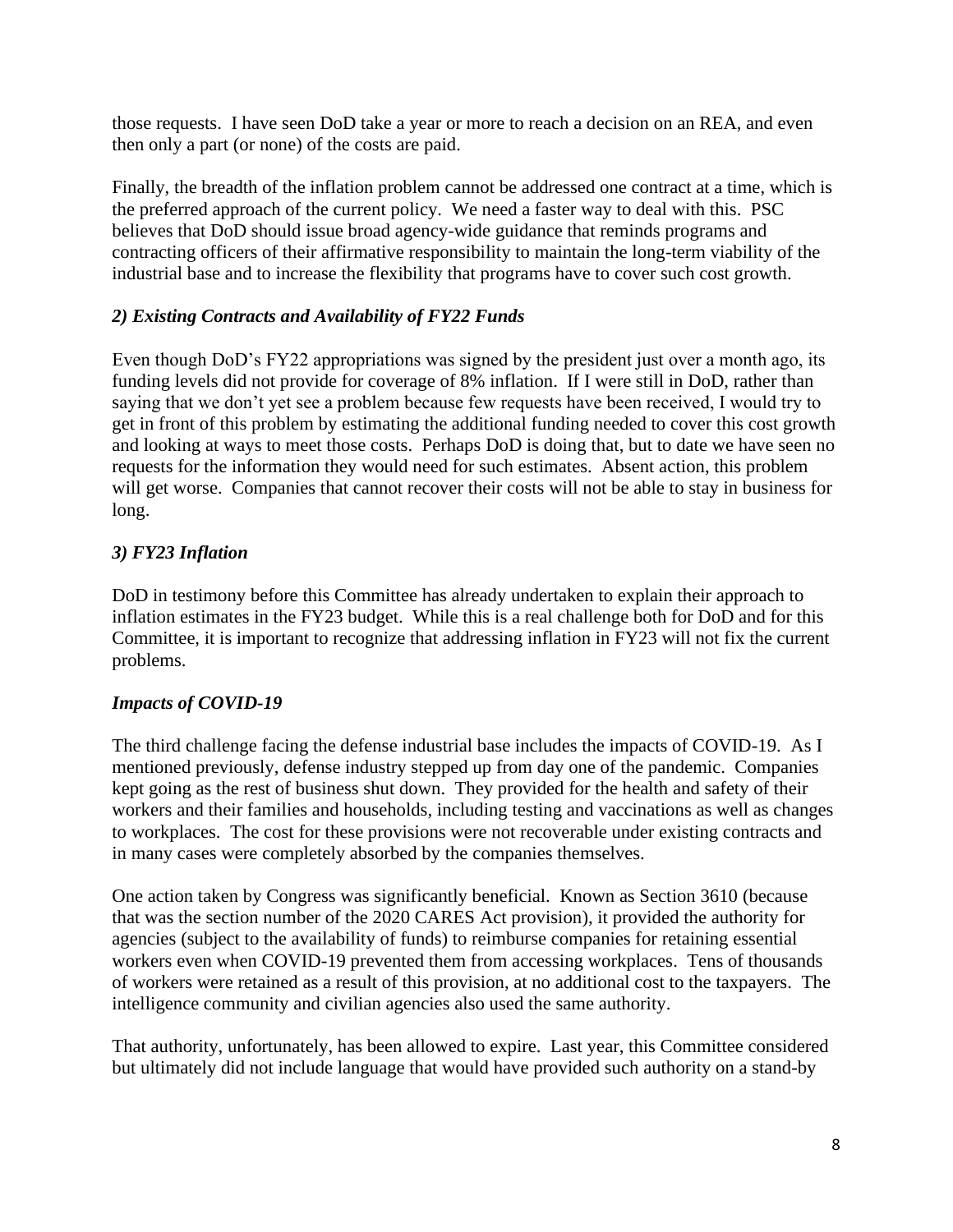those requests. I have seen DoD take a year or more to reach a decision on an REA, and even then only a part (or none) of the costs are paid.

Finally, the breadth of the inflation problem cannot be addressed one contract at a time, which is the preferred approach of the current policy. We need a faster way to deal with this. PSC believes that DoD should issue broad agency-wide guidance that reminds programs and contracting officers of their affirmative responsibility to maintain the long-term viability of the industrial base and to increase the flexibility that programs have to cover such cost growth.

### *2) Existing Contracts and Availability of FY22 Funds*

Even though DoD's FY22 appropriations was signed by the president just over a month ago, its funding levels did not provide for coverage of 8% inflation. If I were still in DoD, rather than saying that we don't yet see a problem because few requests have been received, I would try to get in front of this problem by estimating the additional funding needed to cover this cost growth and looking at ways to meet those costs. Perhaps DoD is doing that, but to date we have seen no requests for the information they would need for such estimates. Absent action, this problem will get worse. Companies that cannot recover their costs will not be able to stay in business for long.

### *3) FY23 Inflation*

DoD in testimony before this Committee has already undertaken to explain their approach to inflation estimates in the FY23 budget. While this is a real challenge both for DoD and for this Committee, it is important to recognize that addressing inflation in FY23 will not fix the current problems.

### *Impacts of COVID-19*

The third challenge facing the defense industrial base includes the impacts of COVID-19. As I mentioned previously, defense industry stepped up from day one of the pandemic. Companies kept going as the rest of business shut down. They provided for the health and safety of their workers and their families and households, including testing and vaccinations as well as changes to workplaces. The cost for these provisions were not recoverable under existing contracts and in many cases were completely absorbed by the companies themselves.

One action taken by Congress was significantly beneficial. Known as Section 3610 (because that was the section number of the 2020 CARES Act provision), it provided the authority for agencies (subject to the availability of funds) to reimburse companies for retaining essential workers even when COVID-19 prevented them from accessing workplaces. Tens of thousands of workers were retained as a result of this provision, at no additional cost to the taxpayers. The intelligence community and civilian agencies also used the same authority.

That authority, unfortunately, has been allowed to expire. Last year, this Committee considered but ultimately did not include language that would have provided such authority on a stand-by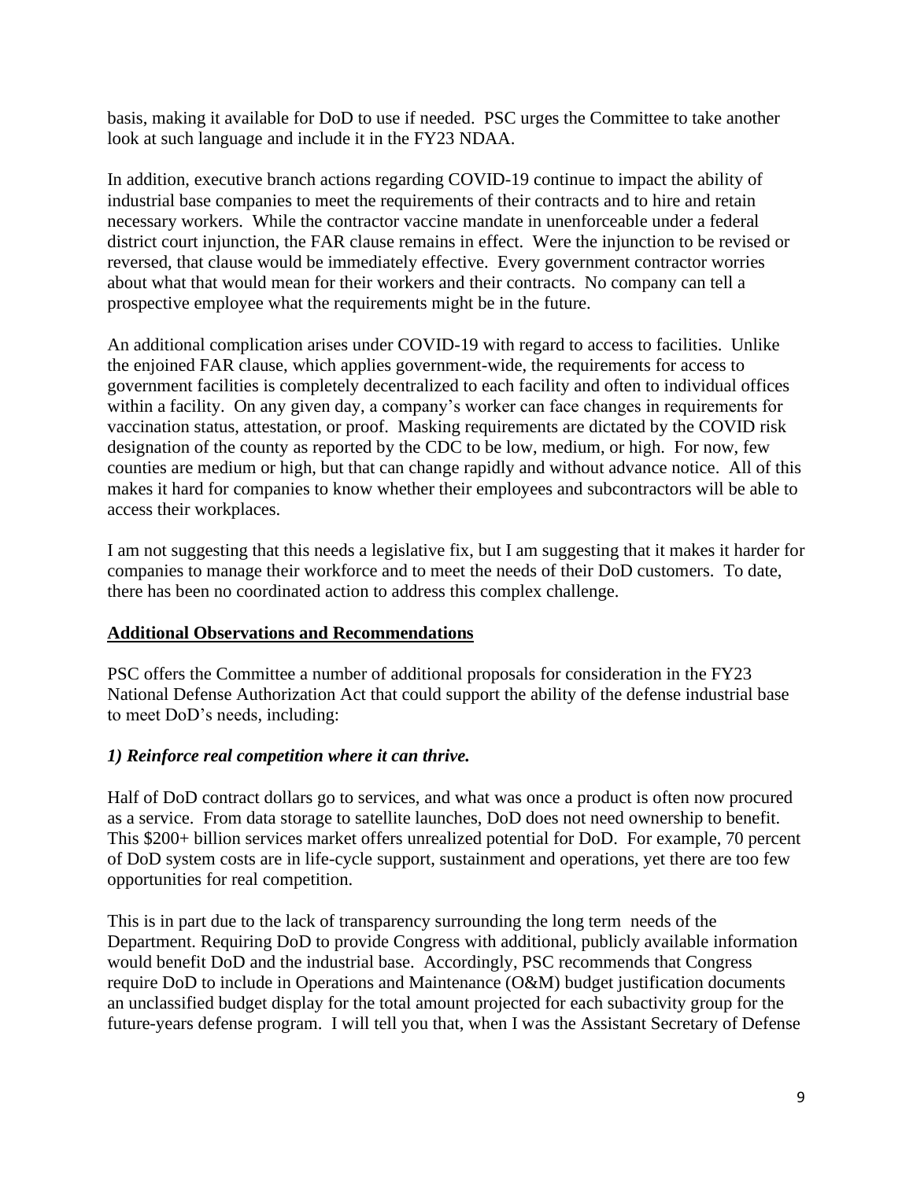basis, making it available for DoD to use if needed. PSC urges the Committee to take another look at such language and include it in the FY23 NDAA.

In addition, executive branch actions regarding COVID-19 continue to impact the ability of industrial base companies to meet the requirements of their contracts and to hire and retain necessary workers. While the contractor vaccine mandate in unenforceable under a federal district court injunction, the FAR clause remains in effect. Were the injunction to be revised or reversed, that clause would be immediately effective. Every government contractor worries about what that would mean for their workers and their contracts. No company can tell a prospective employee what the requirements might be in the future.

An additional complication arises under COVID-19 with regard to access to facilities. Unlike the enjoined FAR clause, which applies government-wide, the requirements for access to government facilities is completely decentralized to each facility and often to individual offices within a facility. On any given day, a company's worker can face changes in requirements for vaccination status, attestation, or proof. Masking requirements are dictated by the COVID risk designation of the county as reported by the CDC to be low, medium, or high. For now, few counties are medium or high, but that can change rapidly and without advance notice. All of this makes it hard for companies to know whether their employees and subcontractors will be able to access their workplaces.

I am not suggesting that this needs a legislative fix, but I am suggesting that it makes it harder for companies to manage their workforce and to meet the needs of their DoD customers. To date, there has been no coordinated action to address this complex challenge.

## Additional Observations and Recommendations

PSC offers the Committee a number of additional proposals for consideration in the FY23 National Defense Authorization Act that could support the ability of the defense industrial base to meet DoD's needs, including:

### *1) Reinforce real competition where it can thrive.*

Half of DoD contract dollars go to services, and what was once a product is often now procured as a service. From data storage to satellite launches, DoD does not need ownership to benefit. This $200+ billion services market offers unrealized potential for DoD. For example, 70 percent of DoD system costs are in life-cycle support, sustainment and operations, yet there are too few opportunities for real competition.

This is in part due to the lack of transparency surrounding the long term needs of the Department. Requiring DoD to provide Congress with additional, publicly available information would benefit DoD and the industrial base. Accordingly, PSC recommends that Congress require DoD to include in Operations and Maintenance (O&M) budget justification documents an unclassified budget display for the total amount projected for each subactivity group for the future-years defense program. I will tell you that, when I was the Assistant Secretary of Defense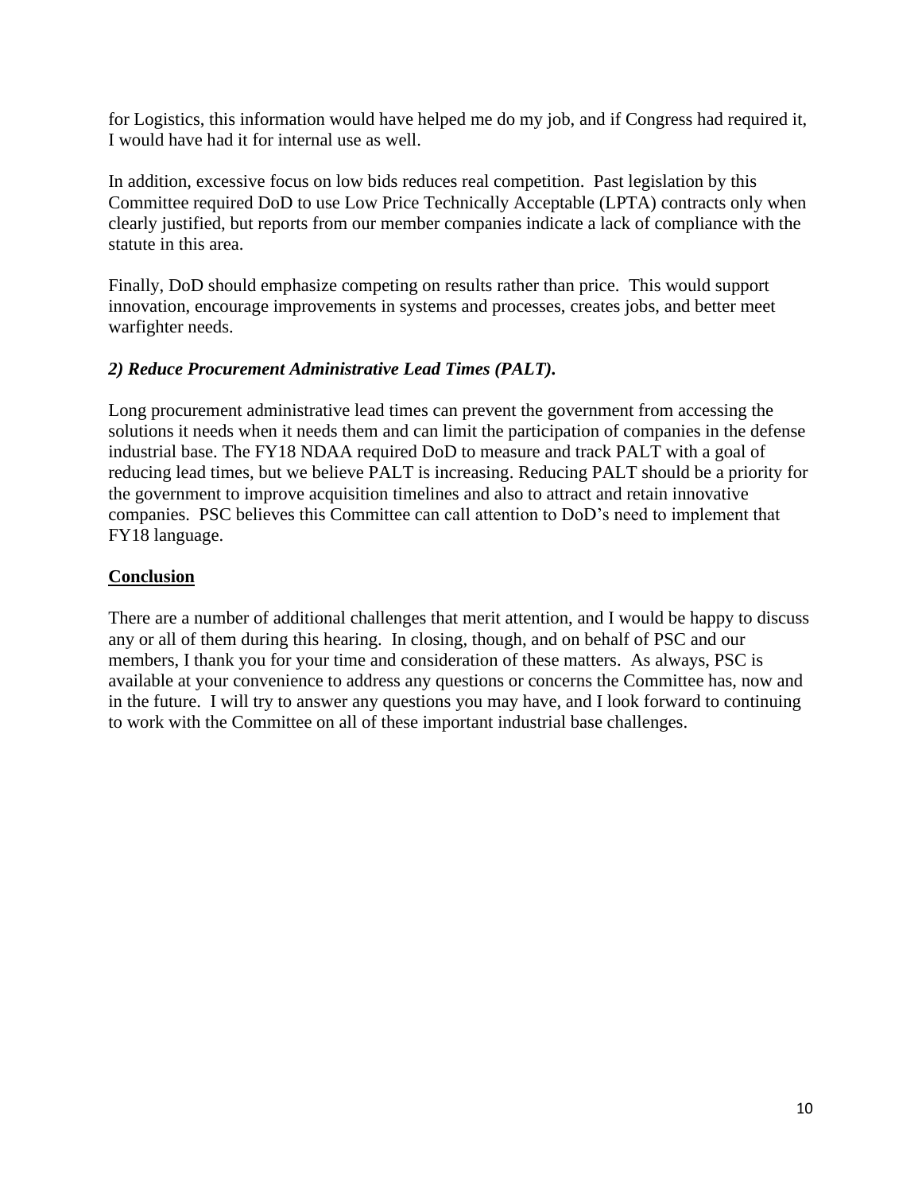for Logistics, this information would have helped me do my job, and if Congress had required it, I would have had it for internal use as well.

In addition, excessive focus on low bids reduces real competition. Past legislation by this Committee required DoD to use Low Price Technically Acceptable (LPTA) contracts only when clearly justified, but reports from our member companies indicate a lack of compliance with the statute in this area.

Finally, DoD should emphasize competing on results rather than price. This would support innovation, encourage improvements in systems and processes, creates jobs, and better meet warfighter needs.

### *2) Reduce Procurement Administrative Lead Times (PALT).*

Long procurement administrative lead times can prevent the government from accessing the solutions it needs when it needs them and can limit the participation of companies in the defense industrial base. The FY18 NDAA required DoD to measure and track PALT with a goal of reducing lead times, but we believe PALT is increasing. Reducing PALT should be a priority for the government to improve acquisition timelines and also to attract and retain innovative companies. PSC believes this Committee can call attention to DoD's need to implement that FY18 language.

## Conclusion

There are a number of additional challenges that merit attention, and I would be happy to discuss any or all of them during this hearing. In closing, though, and on behalf of PSC and our members, I thank you for your time and consideration of these matters. As always, PSC is available at your convenience to address any questions or concerns the Committee has, now and in the future. I will try to answer any questions you may have, and I look forward to continuing to work with the Committee on all of these important industrial base challenges.